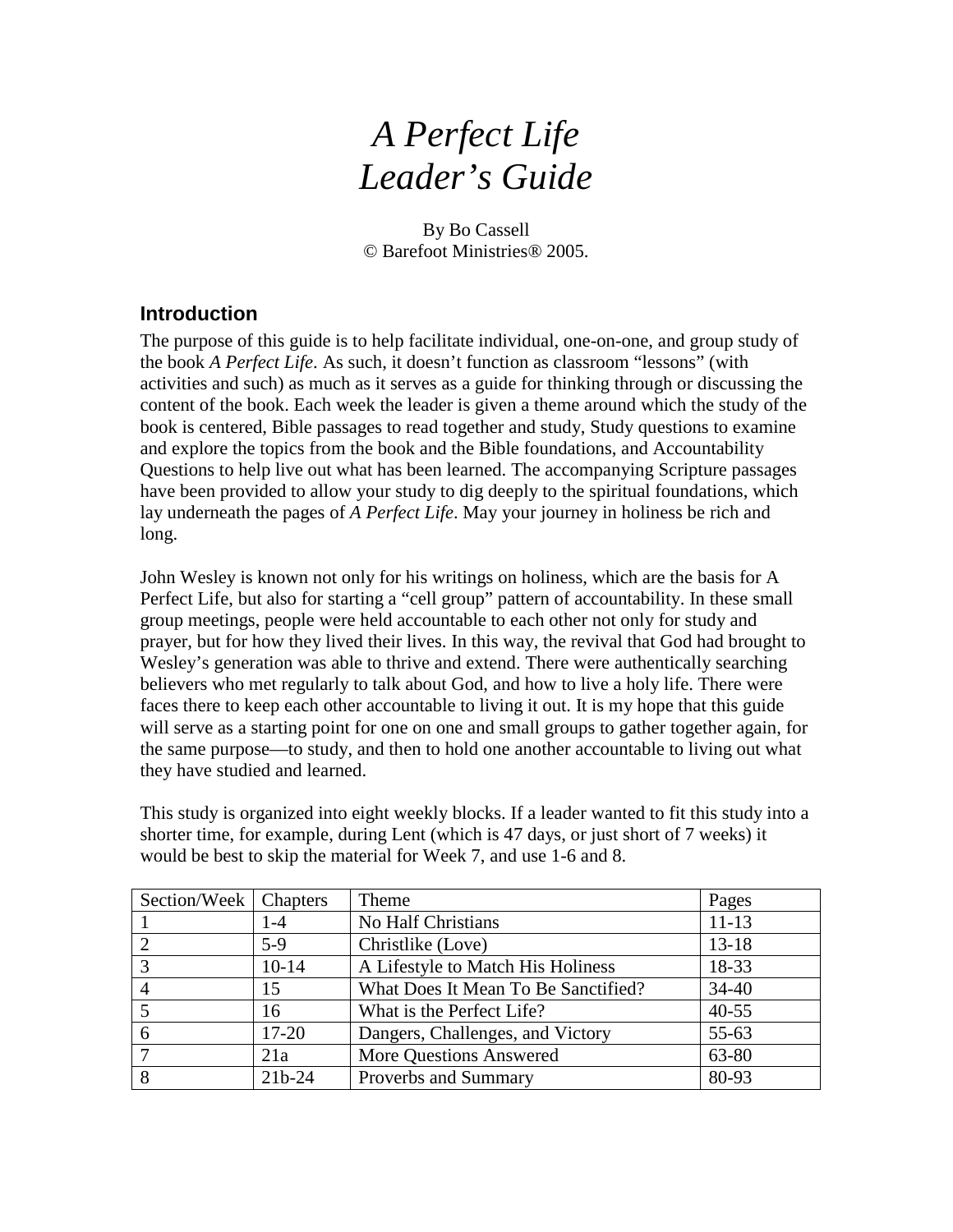# *A Perfect Life*
# *Leader's Guide*

By Bo Cassell
© Barefoot Ministries® 2005.

## Introduction

The purpose of this guide is to help facilitate individual, one-on-one, and group study of the book *A Perfect Life*. As such, it doesn't function as classroom "lessons" (with activities and such) as much as it serves as a guide for thinking through or discussing the content of the book. Each week the leader is given a theme around which the study of the book is centered, Bible passages to read together and study, Study questions to examine and explore the topics from the book and the Bible foundations, and Accountability Questions to help live out what has been learned. The accompanying Scripture passages have been provided to allow your study to dig deeply to the spiritual foundations, which lay underneath the pages of *A Perfect Life*. May your journey in holiness be rich and long.

John Wesley is known not only for his writings on holiness, which are the basis for A Perfect Life, but also for starting a "cell group" pattern of accountability. In these small group meetings, people were held accountable to each other not only for study and prayer, but for how they lived their lives. In this way, the revival that God had brought to Wesley's generation was able to thrive and extend. There were authentically searching believers who met regularly to talk about God, and how to live a holy life. There were faces there to keep each other accountable to living it out. It is my hope that this guide will serve as a starting point for one on one and small groups to gather together again, for the same purpose—to study, and then to hold one another accountable to living out what they have studied and learned.

This study is organized into eight weekly blocks. If a leader wanted to fit this study into a shorter time, for example, during Lent (which is 47 days, or just short of 7 weeks) it would be best to skip the material for Week 7, and use 1-6 and 8.

| Section/Week | Chapters | Theme | Pages |
|---|---|---|---|
| 1 | 1-4 | No Half Christians | 11-13 |
| 2 | 5-9 | Christlike (Love) | 13-18 |
| 3 | 10-14 | A Lifestyle to Match His Holiness | 18-33 |
| 4 | 15 | What Does It Mean To Be Sanctified? | 34-40 |
| 5 | 16 | What is the Perfect Life? | 40-55 |
| 6 | 17-20 | Dangers, Challenges, and Victory | 55-63 |
| 7 | 21a | More Questions Answered | 63-80 |
| 8 | 21b-24 | Proverbs and Summary | 80-93 |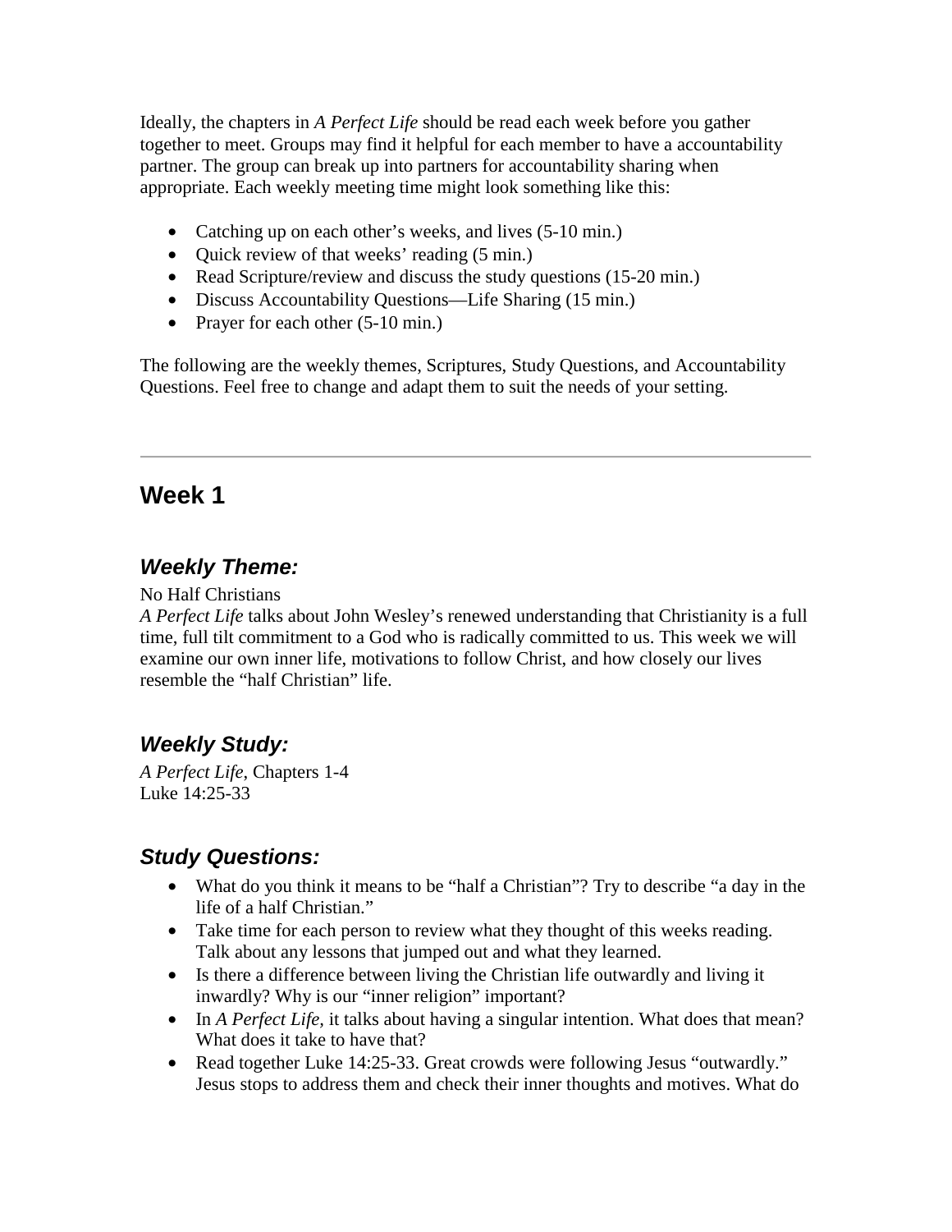Ideally, the chapters in *A Perfect Life* should be read each week before you gather together to meet. Groups may find it helpful for each member to have a accountability partner. The group can break up into partners for accountability sharing when appropriate. Each weekly meeting time might look something like this:

- Catching up on each other's weeks, and lives (5-10 min.)
- Quick review of that weeks' reading (5 min.)
- Read Scripture/review and discuss the study questions (15-20 min.)
- Discuss Accountability Questions—Life Sharing (15 min.)
- Prayer for each other (5-10 min.)

The following are the weekly themes, Scriptures, Study Questions, and Accountability Questions. Feel free to change and adapt them to suit the needs of your setting.

---

## Week 1

### *Weekly Theme:*

No Half Christians

*A Perfect Life* talks about John Wesley's renewed understanding that Christianity is a full time, full tilt commitment to a God who is radically committed to us. This week we will examine our own inner life, motivations to follow Christ, and how closely our lives resemble the "half Christian" life.

### *Weekly Study:*

*A Perfect Life*, Chapters 1-4
Luke 14:25-33

### *Study Questions:*

- What do you think it means to be "half a Christian"? Try to describe "a day in the life of a half Christian."
- Take time for each person to review what they thought of this weeks reading. Talk about any lessons that jumped out and what they learned.
- Is there a difference between living the Christian life outwardly and living it inwardly? Why is our "inner religion" important?
- In *A Perfect Life*, it talks about having a singular intention. What does that mean? What does it take to have that?
- Read together Luke 14:25-33. Great crowds were following Jesus "outwardly." Jesus stops to address them and check their inner thoughts and motives. What do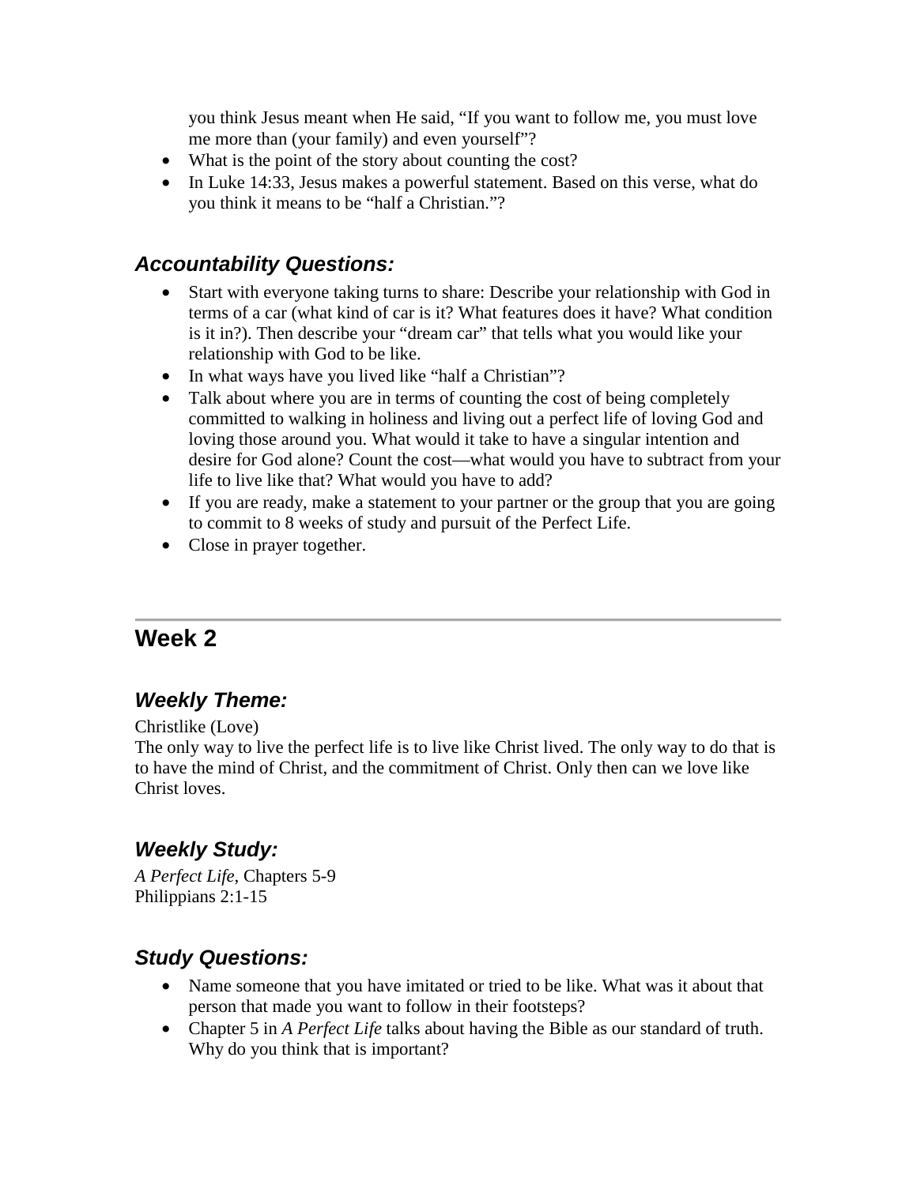you think Jesus meant when He said, "If you want to follow me, you must love me more than (your family) and even yourself"?

- What is the point of the story about counting the cost?
- In Luke 14:33, Jesus makes a powerful statement. Based on this verse, what do you think it means to be "half a Christian."?

### *Accountability Questions:*

- Start with everyone taking turns to share: Describe your relationship with God in terms of a car (what kind of car is it? What features does it have? What condition is it in?). Then describe your "dream car" that tells what you would like your relationship with God to be like.
- In what ways have you lived like "half a Christian"?
- Talk about where you are in terms of counting the cost of being completely committed to walking in holiness and living out a perfect life of loving God and loving those around you. What would it take to have a singular intention and desire for God alone? Count the cost—what would you have to subtract from your life to live like that? What would you have to add?
- If you are ready, make a statement to your partner or the group that you are going to commit to 8 weeks of study and pursuit of the Perfect Life.
- Close in prayer together.

---

## Week 2

### *Weekly Theme:*

Christlike (Love)
The only way to live the perfect life is to live like Christ lived. The only way to do that is to have the mind of Christ, and the commitment of Christ. Only then can we love like Christ loves.

### *Weekly Study:*

*A Perfect Life*, Chapters 5-9
Philippians 2:1-15

### *Study Questions:*

- Name someone that you have imitated or tried to be like. What was it about that person that made you want to follow in their footsteps?
- Chapter 5 in *A Perfect Life* talks about having the Bible as our standard of truth. Why do you think that is important?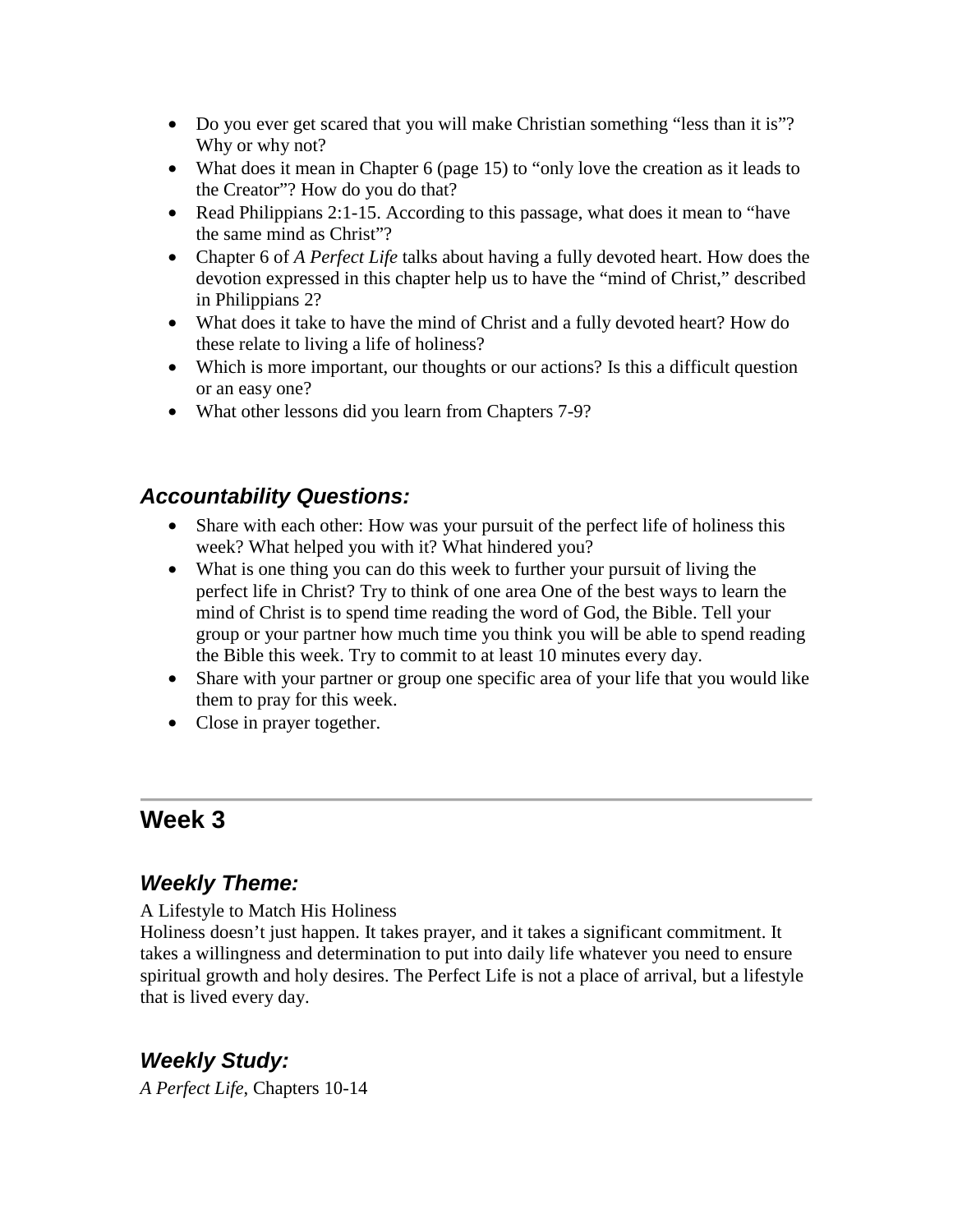- Do you ever get scared that you will make Christian something "less than it is"? Why or why not?
- What does it mean in Chapter 6 (page 15) to "only love the creation as it leads to the Creator"? How do you do that?
- Read Philippians 2:1-15. According to this passage, what does it mean to "have the same mind as Christ"?
- Chapter 6 of *A Perfect Life* talks about having a fully devoted heart. How does the devotion expressed in this chapter help us to have the "mind of Christ," described in Philippians 2?
- What does it take to have the mind of Christ and a fully devoted heart? How do these relate to living a life of holiness?
- Which is more important, our thoughts or our actions? Is this a difficult question or an easy one?
- What other lessons did you learn from Chapters 7-9?

### *Accountability Questions:*

- Share with each other: How was your pursuit of the perfect life of holiness this week? What helped you with it? What hindered you?
- What is one thing you can do this week to further your pursuit of living the perfect life in Christ? Try to think of one area One of the best ways to learn the mind of Christ is to spend time reading the word of God, the Bible. Tell your group or your partner how much time you think you will be able to spend reading the Bible this week. Try to commit to at least 10 minutes every day.
- Share with your partner or group one specific area of your life that you would like them to pray for this week.
- Close in prayer together.

---

## Week 3

### *Weekly Theme:*

A Lifestyle to Match His Holiness
Holiness doesn't just happen. It takes prayer, and it takes a significant commitment. It takes a willingness and determination to put into daily life whatever you need to ensure spiritual growth and holy desires. The Perfect Life is not a place of arrival, but a lifestyle that is lived every day.

### *Weekly Study:*

*A Perfect Life*, Chapters 10-14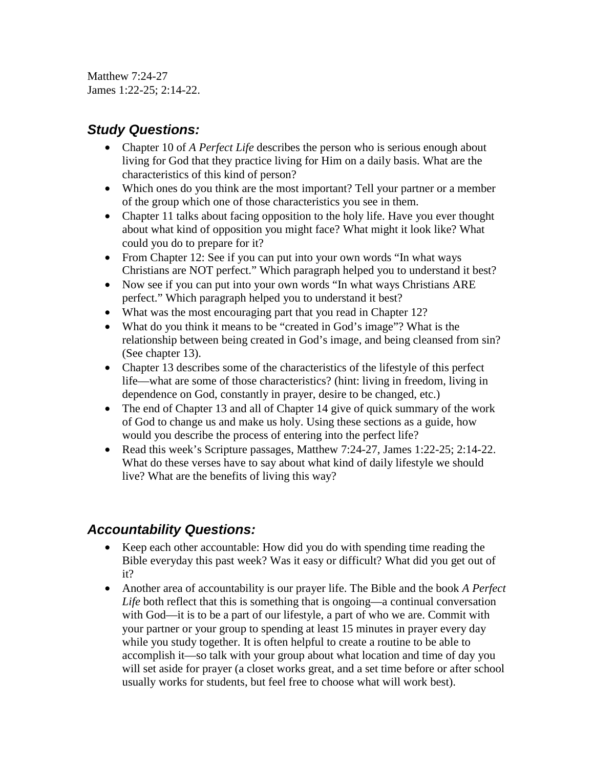Matthew 7:24-27
James 1:22-25; 2:14-22.

## *Study Questions:*

- Chapter 10 of *A Perfect Life* describes the person who is serious enough about living for God that they practice living for Him on a daily basis. What are the characteristics of this kind of person?
- Which ones do you think are the most important? Tell your partner or a member of the group which one of those characteristics you see in them.
- Chapter 11 talks about facing opposition to the holy life. Have you ever thought about what kind of opposition you might face? What might it look like? What could you do to prepare for it?
- From Chapter 12: See if you can put into your own words "In what ways Christians are NOT perfect." Which paragraph helped you to understand it best?
- Now see if you can put into your own words "In what ways Christians ARE perfect." Which paragraph helped you to understand it best?
- What was the most encouraging part that you read in Chapter 12?
- What do you think it means to be "created in God's image"? What is the relationship between being created in God's image, and being cleansed from sin? (See chapter 13).
- Chapter 13 describes some of the characteristics of the lifestyle of this perfect life—what are some of those characteristics? (hint: living in freedom, living in dependence on God, constantly in prayer, desire to be changed, etc.)
- The end of Chapter 13 and all of Chapter 14 give of quick summary of the work of God to change us and make us holy. Using these sections as a guide, how would you describe the process of entering into the perfect life?
- Read this week's Scripture passages, Matthew 7:24-27, James 1:22-25; 2:14-22. What do these verses have to say about what kind of daily lifestyle we should live? What are the benefits of living this way?

## *Accountability Questions:*

- Keep each other accountable: How did you do with spending time reading the Bible everyday this past week? Was it easy or difficult? What did you get out of it?
- Another area of accountability is our prayer life. The Bible and the book *A Perfect Life* both reflect that this is something that is ongoing—a continual conversation with God—it is to be a part of our lifestyle, a part of who we are. Commit with your partner or your group to spending at least 15 minutes in prayer every day while you study together. It is often helpful to create a routine to be able to accomplish it—so talk with your group about what location and time of day you will set aside for prayer (a closet works great, and a set time before or after school usually works for students, but feel free to choose what will work best).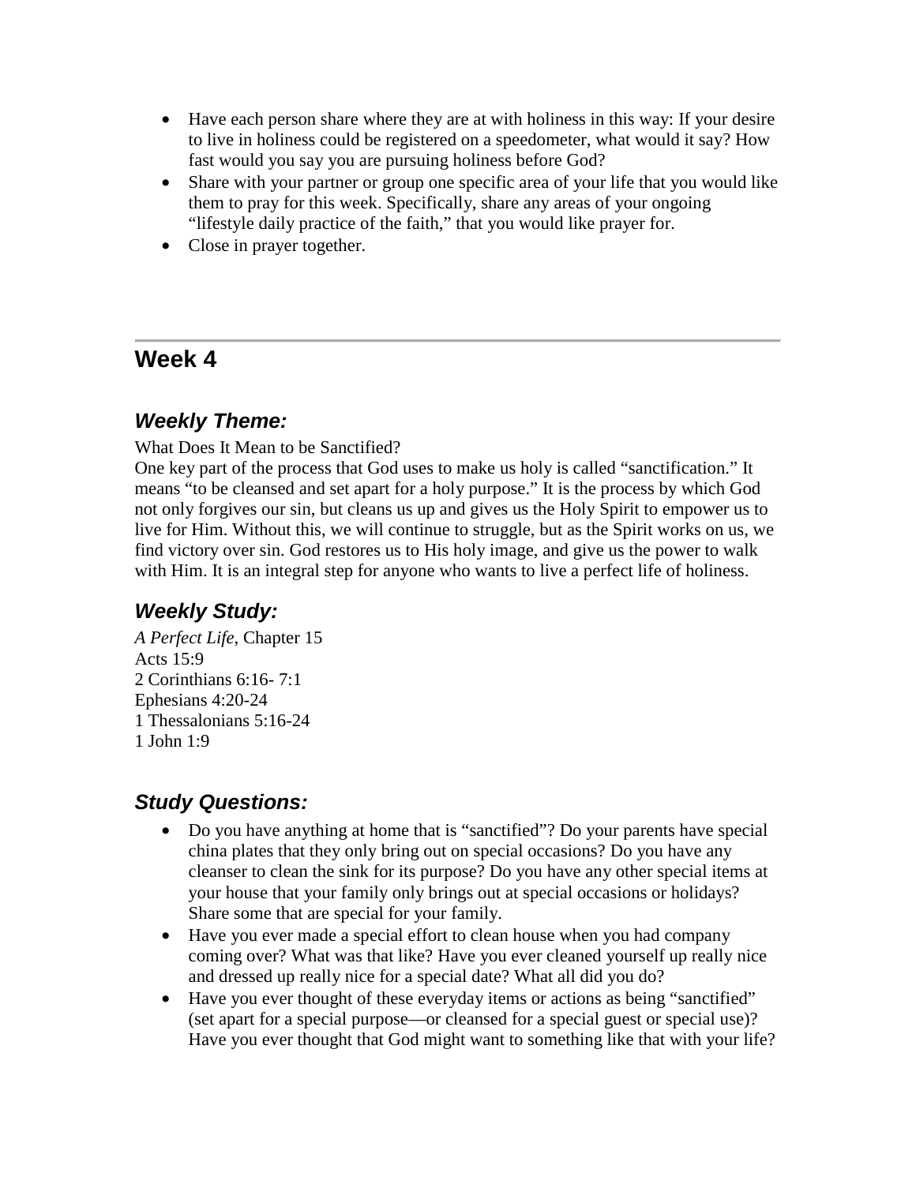- Have each person share where they are at with holiness in this way: If your desire to live in holiness could be registered on a speedometer, what would it say? How fast would you say you are pursuing holiness before God?
- Share with your partner or group one specific area of your life that you would like them to pray for this week. Specifically, share any areas of your ongoing "lifestyle daily practice of the faith," that you would like prayer for.
- Close in prayer together.

---

## Week 4

### *Weekly Theme:*

What Does It Mean to be Sanctified?
One key part of the process that God uses to make us holy is called "sanctification." It means "to be cleansed and set apart for a holy purpose." It is the process by which God not only forgives our sin, but cleans us up and gives us the Holy Spirit to empower us to live for Him. Without this, we will continue to struggle, but as the Spirit works on us, we find victory over sin. God restores us to His holy image, and give us the power to walk with Him. It is an integral step for anyone who wants to live a perfect life of holiness.

### *Weekly Study:*

*A Perfect Life*, Chapter 15
Acts 15:9
2 Corinthians 6:16- 7:1
Ephesians 4:20-24
1 Thessalonians 5:16-24
1 John 1:9

### *Study Questions:*

- Do you have anything at home that is "sanctified"? Do your parents have special china plates that they only bring out on special occasions? Do you have any cleanser to clean the sink for its purpose? Do you have any other special items at your house that your family only brings out at special occasions or holidays? Share some that are special for your family.
- Have you ever made a special effort to clean house when you had company coming over? What was that like? Have you ever cleaned yourself up really nice and dressed up really nice for a special date? What all did you do?
- Have you ever thought of these everyday items or actions as being "sanctified" (set apart for a special purpose—or cleansed for a special guest or special use)? Have you ever thought that God might want to something like that with your life?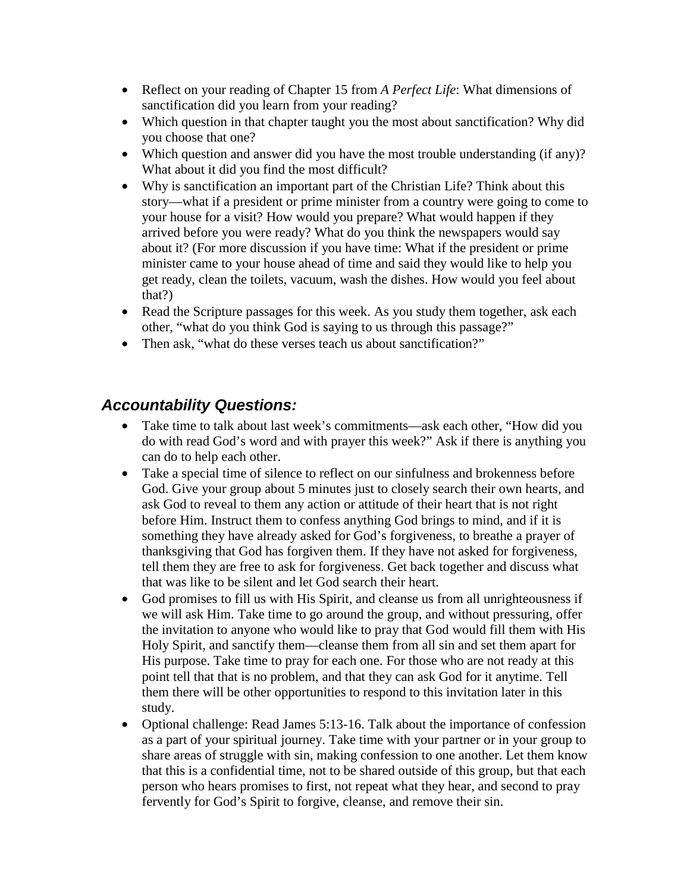- Reflect on your reading of Chapter 15 from *A Perfect Life*: What dimensions of sanctification did you learn from your reading?
- Which question in that chapter taught you the most about sanctification? Why did you choose that one?
- Which question and answer did you have the most trouble understanding (if any)? What about it did you find the most difficult?
- Why is sanctification an important part of the Christian Life? Think about this story—what if a president or prime minister from a country were going to come to your house for a visit? How would you prepare? What would happen if they arrived before you were ready? What do you think the newspapers would say about it? (For more discussion if you have time: What if the president or prime minister came to your house ahead of time and said they would like to help you get ready, clean the toilets, vacuum, wash the dishes. How would you feel about that?)
- Read the Scripture passages for this week. As you study them together, ask each other, "what do you think God is saying to us through this passage?"
- Then ask, "what do these verses teach us about sanctification?"

## ***Accountability Questions:***

- Take time to talk about last week's commitments—ask each other, "How did you do with read God's word and with prayer this week?" Ask if there is anything you can do to help each other.
- Take a special time of silence to reflect on our sinfulness and brokenness before God. Give your group about 5 minutes just to closely search their own hearts, and ask God to reveal to them any action or attitude of their heart that is not right before Him. Instruct them to confess anything God brings to mind, and if it is something they have already asked for God's forgiveness, to breathe a prayer of thanksgiving that God has forgiven them. If they have not asked for forgiveness, tell them they are free to ask for forgiveness. Get back together and discuss what that was like to be silent and let God search their heart.
- God promises to fill us with His Spirit, and cleanse us from all unrighteousness if we will ask Him. Take time to go around the group, and without pressuring, offer the invitation to anyone who would like to pray that God would fill them with His Holy Spirit, and sanctify them—cleanse them from all sin and set them apart for His purpose. Take time to pray for each one. For those who are not ready at this point tell that that is no problem, and that they can ask God for it anytime. Tell them there will be other opportunities to respond to this invitation later in this study.
- Optional challenge: Read James 5:13-16. Talk about the importance of confession as a part of your spiritual journey. Take time with your partner or in your group to share areas of struggle with sin, making confession to one another. Let them know that this is a confidential time, not to be shared outside of this group, but that each person who hears promises to first, not repeat what they hear, and second to pray fervently for God's Spirit to forgive, cleanse, and remove their sin.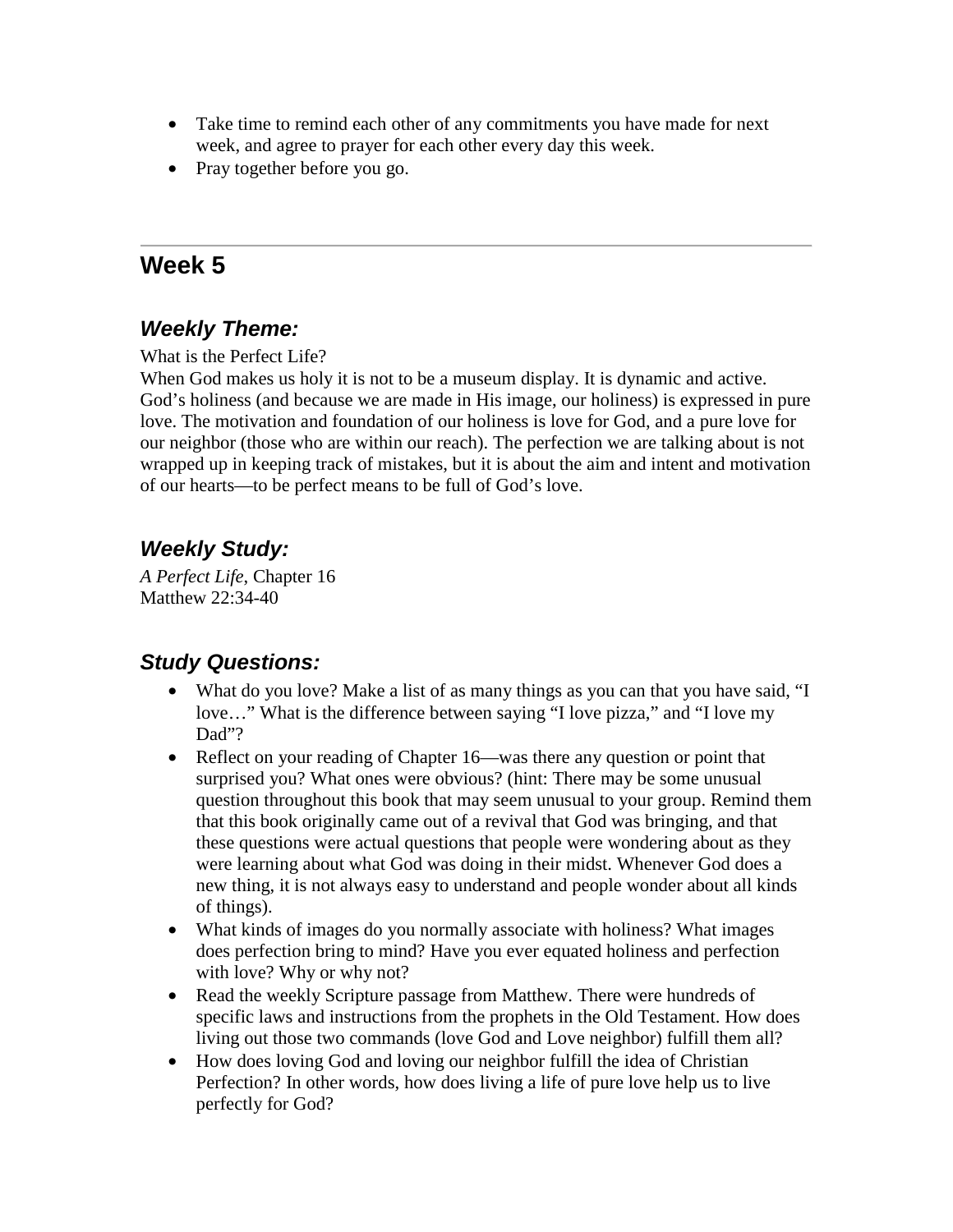- Take time to remind each other of any commitments you have made for next week, and agree to prayer for each other every day this week.
- Pray together before you go.

---

# Week 5

### *Weekly Theme:*

What is the Perfect Life?
When God makes us holy it is not to be a museum display. It is dynamic and active. God's holiness (and because we are made in His image, our holiness) is expressed in pure love. The motivation and foundation of our holiness is love for God, and a pure love for our neighbor (those who are within our reach). The perfection we are talking about is not wrapped up in keeping track of mistakes, but it is about the aim and intent and motivation of our hearts—to be perfect means to be full of God's love.

### *Weekly Study:*

*A Perfect Life*, Chapter 16
Matthew 22:34-40

### *Study Questions:*

- What do you love? Make a list of as many things as you can that you have said, "I love…" What is the difference between saying "I love pizza," and "I love my Dad"?
- Reflect on your reading of Chapter 16—was there any question or point that surprised you? What ones were obvious? (hint: There may be some unusual question throughout this book that may seem unusual to your group. Remind them that this book originally came out of a revival that God was bringing, and that these questions were actual questions that people were wondering about as they were learning about what God was doing in their midst. Whenever God does a new thing, it is not always easy to understand and people wonder about all kinds of things).
- What kinds of images do you normally associate with holiness? What images does perfection bring to mind? Have you ever equated holiness and perfection with love? Why or why not?
- Read the weekly Scripture passage from Matthew. There were hundreds of specific laws and instructions from the prophets in the Old Testament. How does living out those two commands (love God and Love neighbor) fulfill them all?
- How does loving God and loving our neighbor fulfill the idea of Christian Perfection? In other words, how does living a life of pure love help us to live perfectly for God?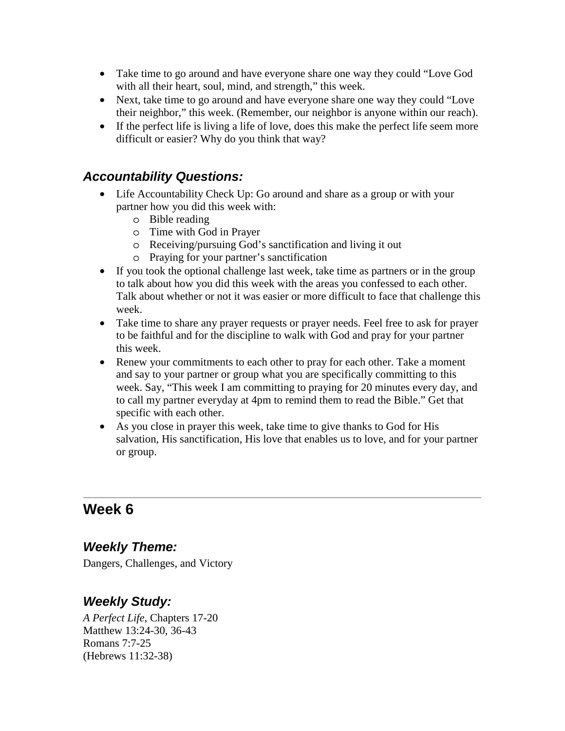- Take time to go around and have everyone share one way they could "Love God with all their heart, soul, mind, and strength," this week.
- Next, take time to go around and have everyone share one way they could "Love their neighbor," this week. (Remember, our neighbor is anyone within our reach).
- If the perfect life is living a life of love, does this make the perfect life seem more difficult or easier? Why do you think that way?

### *Accountability Questions:*

- Life Accountability Check Up: Go around and share as a group or with your partner how you did this week with:
  - Bible reading
  - Time with God in Prayer
  - Receiving/pursuing God's sanctification and living it out
  - Praying for your partner's sanctification
- If you took the optional challenge last week, take time as partners or in the group to talk about how you did this week with the areas you confessed to each other. Talk about whether or not it was easier or more difficult to face that challenge this week.
- Take time to share any prayer requests or prayer needs. Feel free to ask for prayer to be faithful and for the discipline to walk with God and pray for your partner this week.
- Renew your commitments to each other to pray for each other. Take a moment and say to your partner or group what you are specifically committing to this week. Say, "This week I am committing to praying for 20 minutes every day, and to call my partner everyday at 4pm to remind them to read the Bible." Get that specific with each other.
- As you close in prayer this week, take time to give thanks to God for His salvation, His sanctification, His love that enables us to love, and for your partner or group.

---

## Week 6

### *Weekly Theme:*

Dangers, Challenges, and Victory

### *Weekly Study:*

*A Perfect Life*, Chapters 17-20
Matthew 13:24-30, 36-43
Romans 7:7-25
(Hebrews 11:32-38)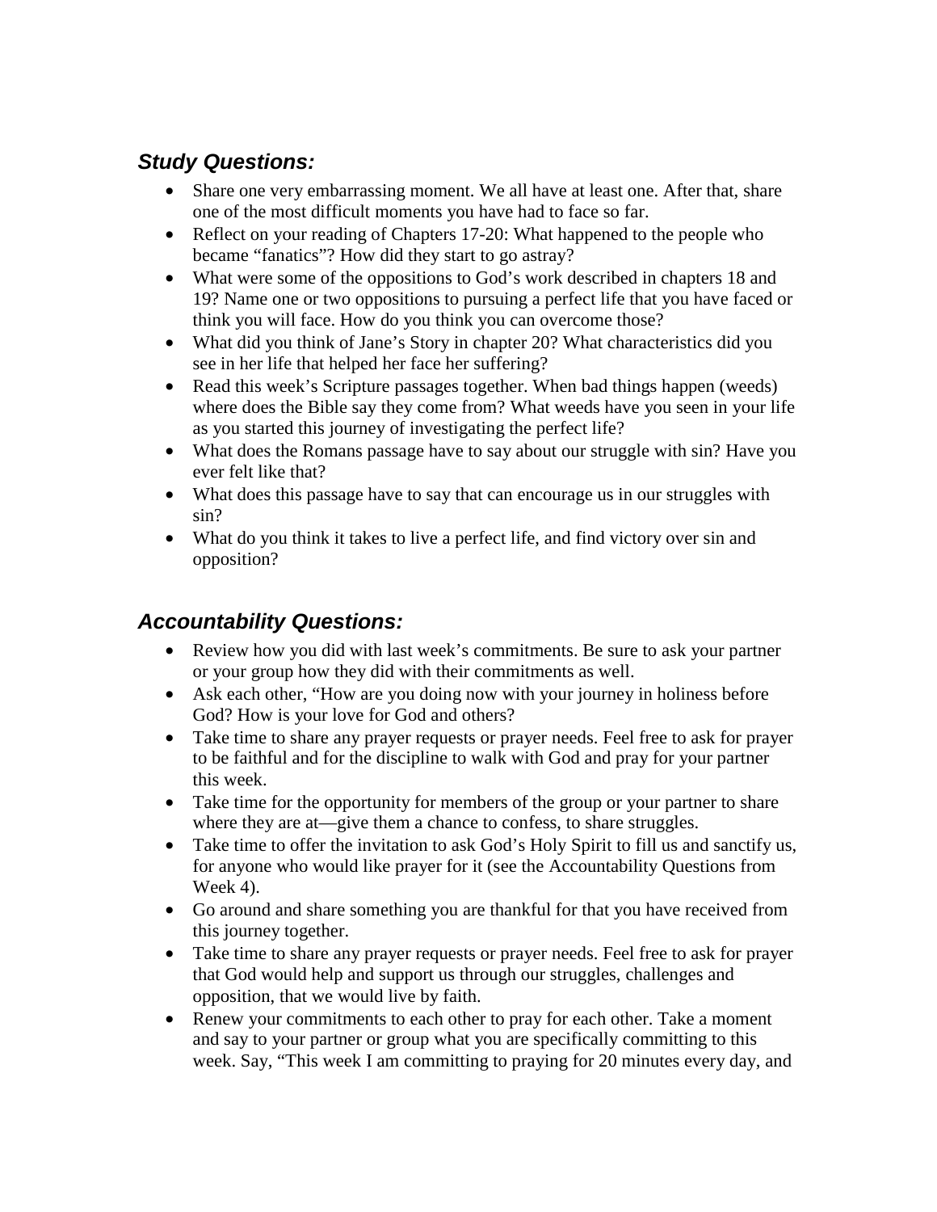## ***Study Questions:***

- Share one very embarrassing moment. We all have at least one. After that, share one of the most difficult moments you have had to face so far.
- Reflect on your reading of Chapters 17-20: What happened to the people who became "fanatics"? How did they start to go astray?
- What were some of the oppositions to God's work described in chapters 18 and 19? Name one or two oppositions to pursuing a perfect life that you have faced or think you will face. How do you think you can overcome those?
- What did you think of Jane's Story in chapter 20? What characteristics did you see in her life that helped her face her suffering?
- Read this week's Scripture passages together. When bad things happen (weeds) where does the Bible say they come from? What weeds have you seen in your life as you started this journey of investigating the perfect life?
- What does the Romans passage have to say about our struggle with sin? Have you ever felt like that?
- What does this passage have to say that can encourage us in our struggles with sin?
- What do you think it takes to live a perfect life, and find victory over sin and opposition?

## ***Accountability Questions:***

- Review how you did with last week's commitments. Be sure to ask your partner or your group how they did with their commitments as well.
- Ask each other, "How are you doing now with your journey in holiness before God? How is your love for God and others?
- Take time to share any prayer requests or prayer needs. Feel free to ask for prayer to be faithful and for the discipline to walk with God and pray for your partner this week.
- Take time for the opportunity for members of the group or your partner to share where they are at—give them a chance to confess, to share struggles.
- Take time to offer the invitation to ask God's Holy Spirit to fill us and sanctify us, for anyone who would like prayer for it (see the Accountability Questions from Week 4).
- Go around and share something you are thankful for that you have received from this journey together.
- Take time to share any prayer requests or prayer needs. Feel free to ask for prayer that God would help and support us through our struggles, challenges and opposition, that we would live by faith.
- Renew your commitments to each other to pray for each other. Take a moment and say to your partner or group what you are specifically committing to this week. Say, "This week I am committing to praying for 20 minutes every day, and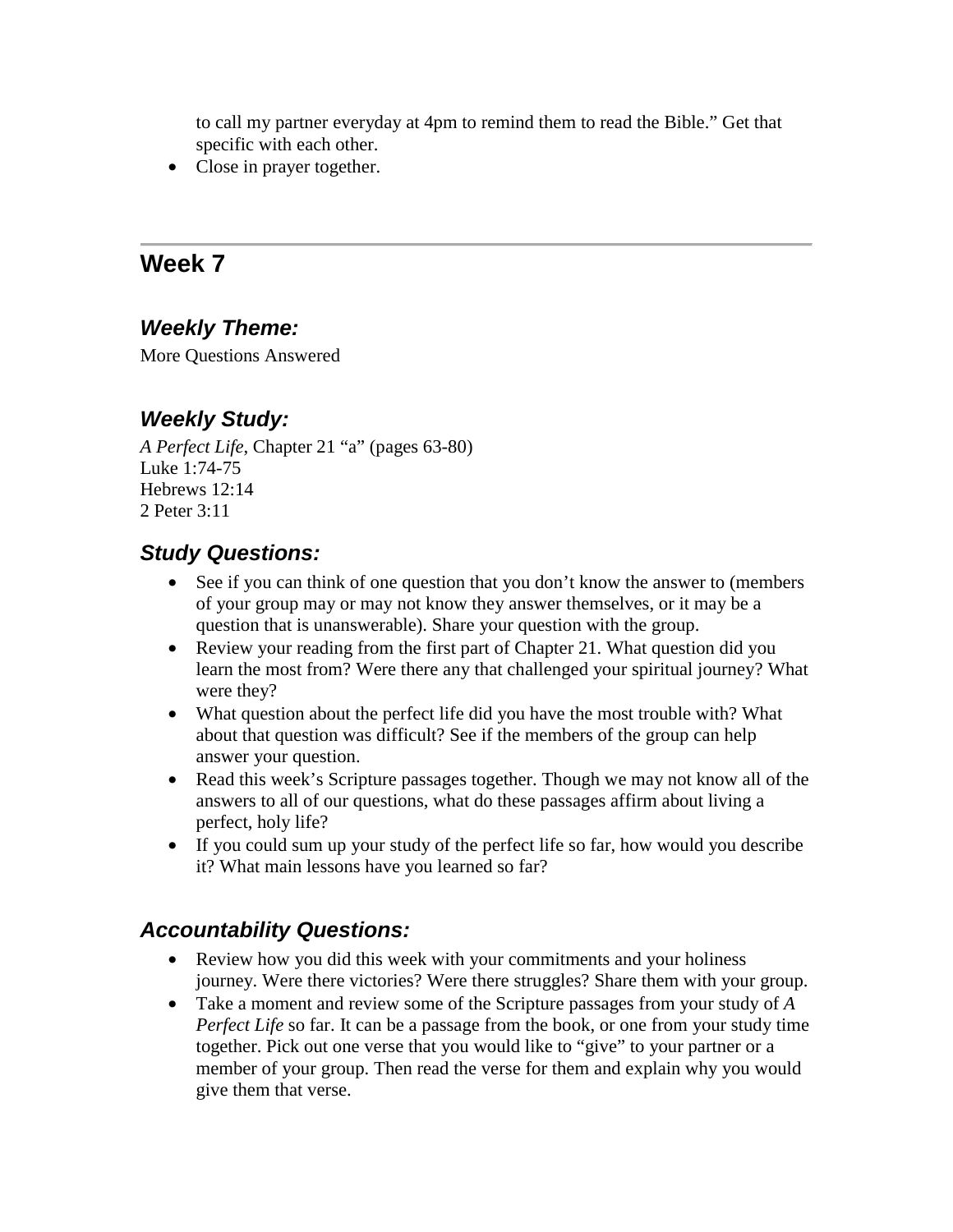to call my partner everyday at 4pm to remind them to read the Bible." Get that specific with each other.

- Close in prayer together.

---

## Week 7

### *Weekly Theme:*

More Questions Answered

### *Weekly Study:*

*A Perfect Life*, Chapter 21 "a" (pages 63-80)
Luke 1:74-75
Hebrews 12:14
2 Peter 3:11

### *Study Questions:*

- See if you can think of one question that you don't know the answer to (members of your group may or may not know they answer themselves, or it may be a question that is unanswerable). Share your question with the group.
- Review your reading from the first part of Chapter 21. What question did you learn the most from? Were there any that challenged your spiritual journey? What were they?
- What question about the perfect life did you have the most trouble with? What about that question was difficult? See if the members of the group can help answer your question.
- Read this week's Scripture passages together. Though we may not know all of the answers to all of our questions, what do these passages affirm about living a perfect, holy life?
- If you could sum up your study of the perfect life so far, how would you describe it? What main lessons have you learned so far?

### *Accountability Questions:*

- Review how you did this week with your commitments and your holiness journey. Were there victories? Were there struggles? Share them with your group.
- Take a moment and review some of the Scripture passages from your study of *A Perfect Life* so far. It can be a passage from the book, or one from your study time together. Pick out one verse that you would like to "give" to your partner or a member of your group. Then read the verse for them and explain why you would give them that verse.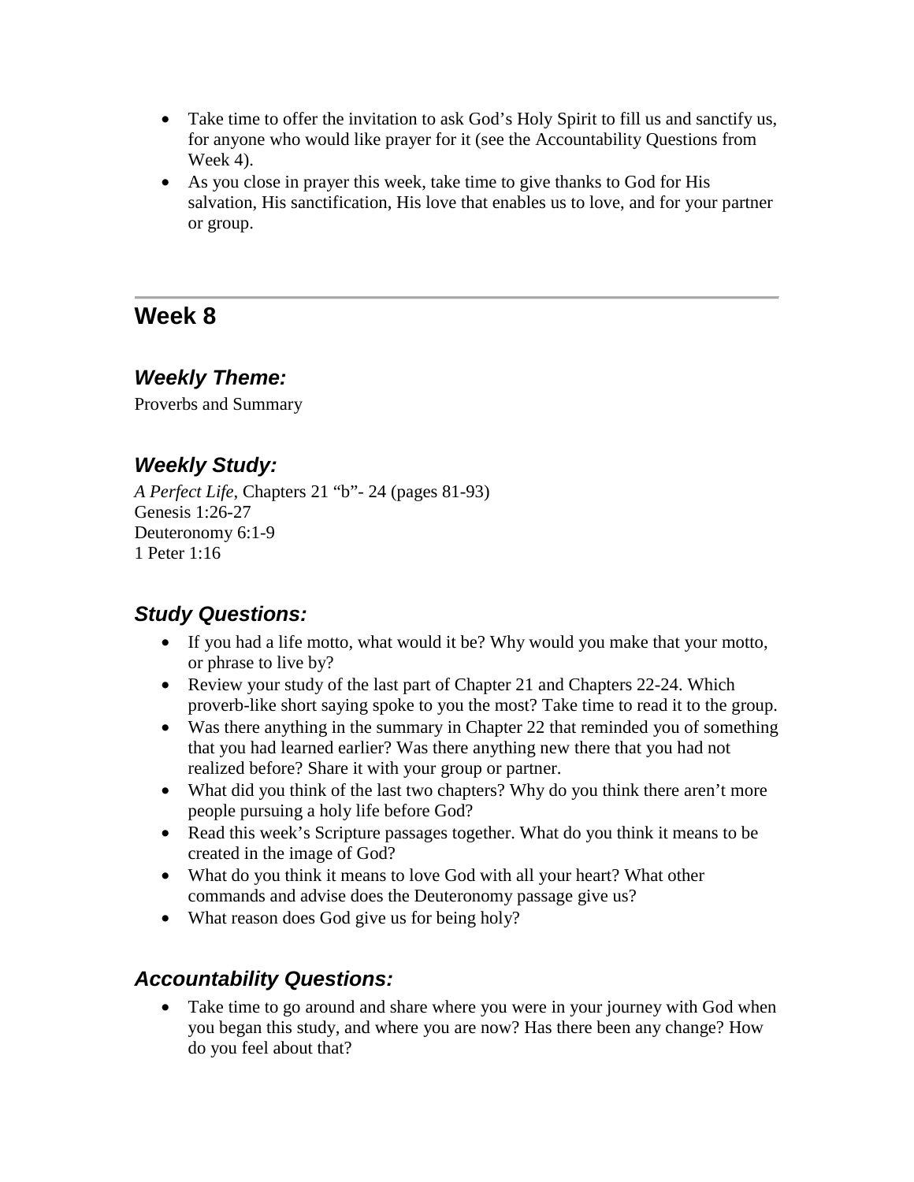- Take time to offer the invitation to ask God's Holy Spirit to fill us and sanctify us, for anyone who would like prayer for it (see the Accountability Questions from Week 4).
- As you close in prayer this week, take time to give thanks to God for His salvation, His sanctification, His love that enables us to love, and for your partner or group.

---

## Week 8

### *Weekly Theme:*

Proverbs and Summary

### *Weekly Study:*

*A Perfect Life*, Chapters 21 "b"- 24 (pages 81-93)
Genesis 1:26-27
Deuteronomy 6:1-9
1 Peter 1:16

### *Study Questions:*

- If you had a life motto, what would it be? Why would you make that your motto, or phrase to live by?
- Review your study of the last part of Chapter 21 and Chapters 22-24. Which proverb-like short saying spoke to you the most? Take time to read it to the group.
- Was there anything in the summary in Chapter 22 that reminded you of something that you had learned earlier? Was there anything new there that you had not realized before? Share it with your group or partner.
- What did you think of the last two chapters? Why do you think there aren't more people pursuing a holy life before God?
- Read this week's Scripture passages together. What do you think it means to be created in the image of God?
- What do you think it means to love God with all your heart? What other commands and advise does the Deuteronomy passage give us?
- What reason does God give us for being holy?

### *Accountability Questions:*

- Take time to go around and share where you were in your journey with God when you began this study, and where you are now? Has there been any change? How do you feel about that?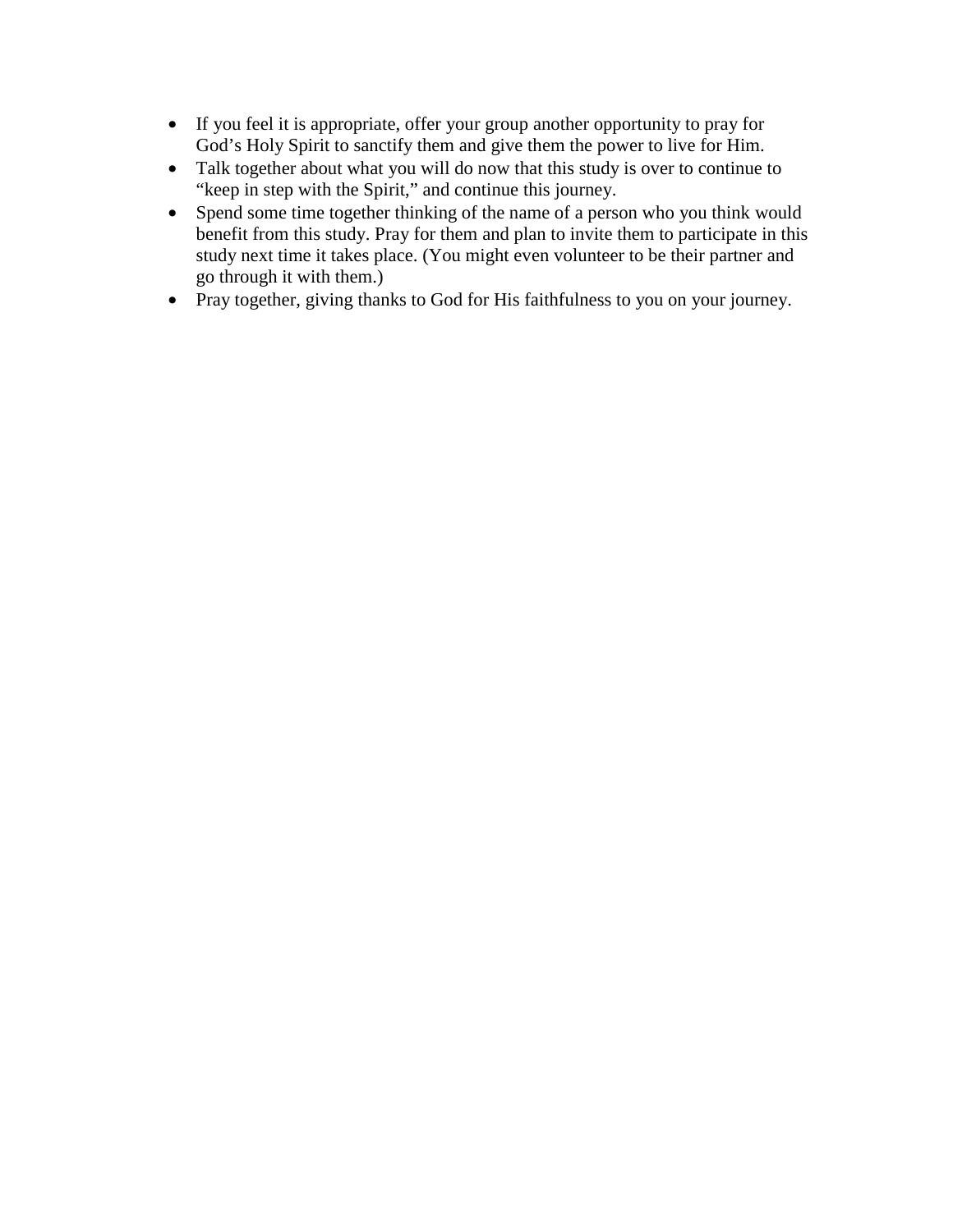- If you feel it is appropriate, offer your group another opportunity to pray for God's Holy Spirit to sanctify them and give them the power to live for Him.
- Talk together about what you will do now that this study is over to continue to "keep in step with the Spirit," and continue this journey.
- Spend some time together thinking of the name of a person who you think would benefit from this study. Pray for them and plan to invite them to participate in this study next time it takes place. (You might even volunteer to be their partner and go through it with them.)
- Pray together, giving thanks to God for His faithfulness to you on your journey.